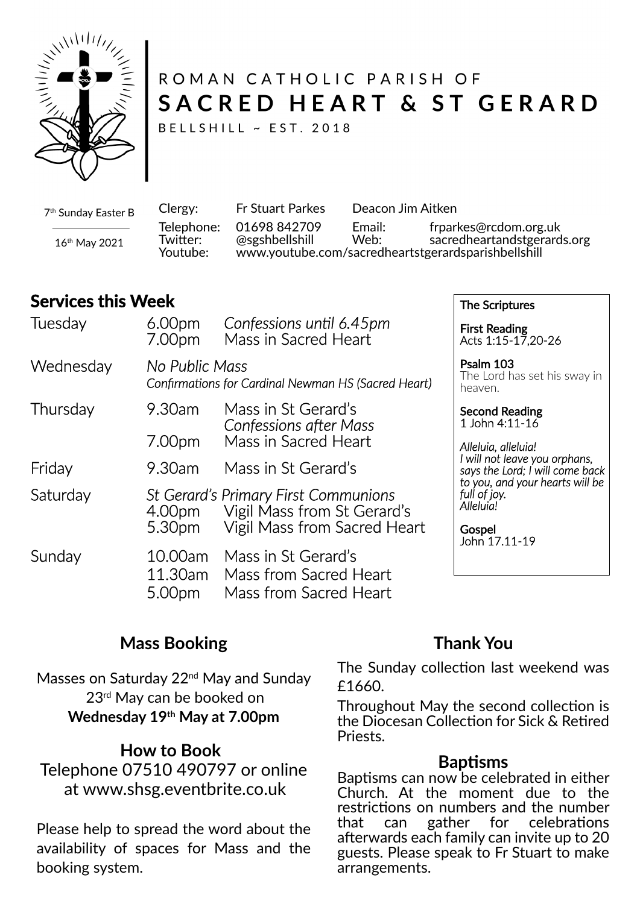ROMAN CATHOLIC PARISH OF

# SACRED HEART & ST GERARD

BELLSHILL ~ EST. 2018

7th Sunday Easter B

16th May 2021

| Clergy: | Fr Stuart Parkes | Deacon Jim Aitken | |
|---|---|---|---|
| Telephone: | 01698 842709 | Email: | frparkes@rcdom.org.uk |
| Twitter: | @sgshbellshill | Web: | sacredheartandstgerards.org |
| Youtube: | www.youtube.com/sacredheartstgerardsparishbellshill | | |

## Services this Week

| | | |
|---|---|---|
| Tuesday | 6.00pm | *Confessions until 6.45pm* |
| | 7.00pm | Mass in Sacred Heart |
| Wednesday | *No Public Mass* | |
| | *Confirmations for Cardinal Newman HS (Sacred Heart)* | |
| Thursday | 9.30am | Mass in St Gerard's |
| | | *Confessions after Mass* |
| | 7.00pm | Mass in Sacred Heart |
| Friday | 9.30am | Mass in St Gerard's |
| Saturday | *St Gerard's Primary First Communions* | |
| | 4.00pm | Vigil Mass from St Gerard's |
| | 5.30pm | Vigil Mass from Sacred Heart |
| Sunday | 10.00am | Mass in St Gerard's |
| | 11.30am | Mass from Sacred Heart |
| | 5.00pm | Mass from Sacred Heart |

### The Scriptures

**First Reading**
Acts 1:15-17,20-26

**Psalm 103**
The Lord has set his sway in heaven.

**Second Reading**
1 John 4:11-16

*Alleluia, alleluia!*
*I will not leave you orphans, says the Lord; I will come back to you, and your hearts will be full of joy.*
*Alleluia!*

**Gospel**
John 17.11-19

## Mass Booking

Masses on Saturday 22nd May and Sunday 23rd May can be booked on **Wednesday 19th May at 7.00pm**

### How to Book

Telephone 07510 490797 or online at www.shsg.eventbrite.co.uk

Please help to spread the word about the availability of spaces for Mass and the booking system.

## Thank You

The Sunday collection last weekend was £1660.

Throughout May the second collection is the Diocesan Collection for Sick & Retired Priests.

### Baptisms

Baptisms can now be celebrated in either Church. At the moment due to the restrictions on numbers and the number that can gather for celebrations afterwards each family can invite up to 20 guests. Please speak to Fr Stuart to make arrangements.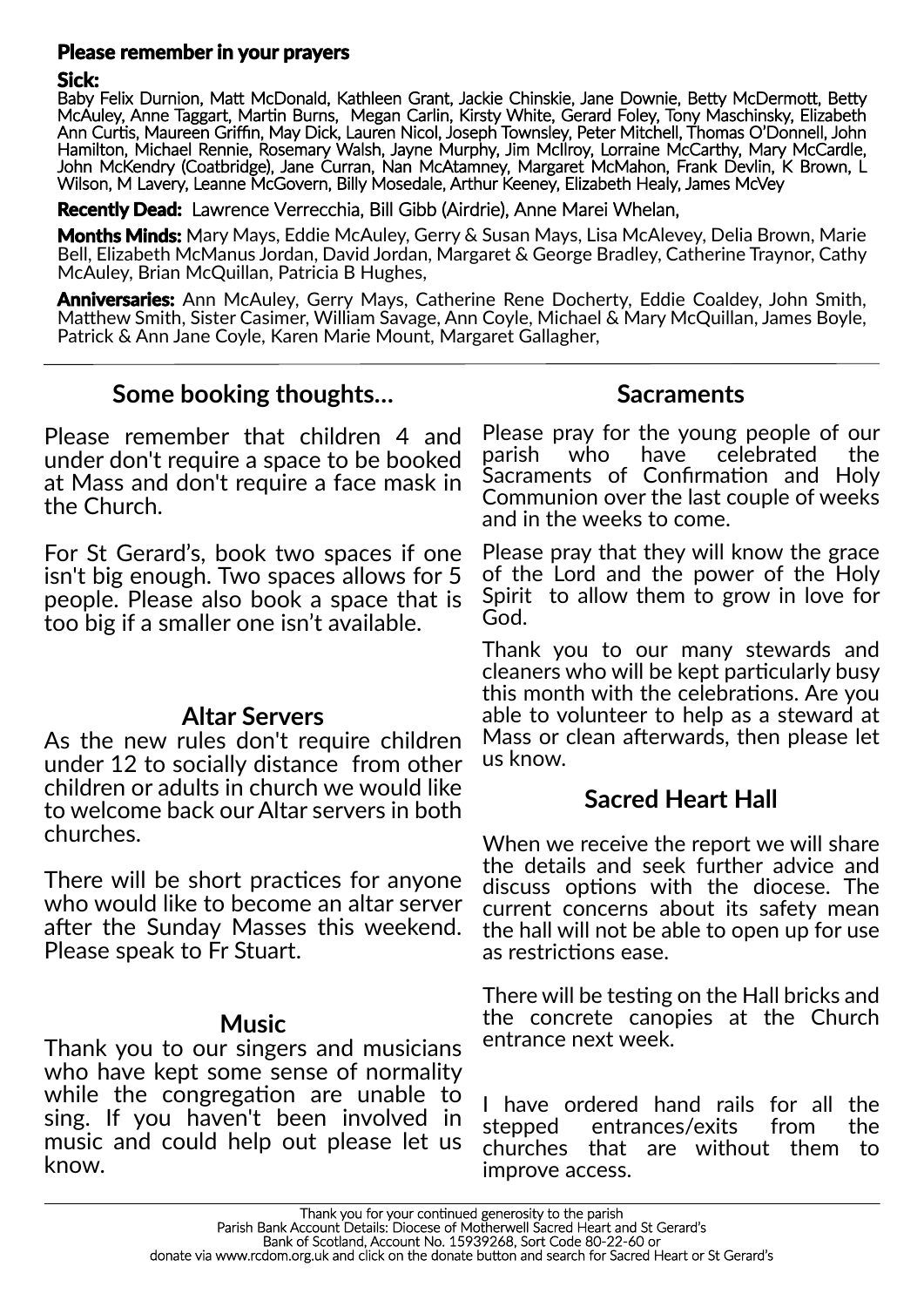**Please remember in your prayers**

**Sick:**
Baby Felix Durnion, Matt McDonald, Kathleen Grant, Jackie Chinskie, Jane Downie, Betty McDermott, Betty McAuley, Anne Taggart, Martin Burns, Megan Carlin, Kirsty White, Gerard Foley, Tony Maschinsky, Elizabeth Ann Curtis, Maureen Griffin, May Dick, Lauren Nicol, Joseph Townsley, Peter Mitchell, Thomas O'Donnell, John Hamilton, Michael Rennie, Rosemary Walsh, Jayne Murphy, Jim McIlroy, Lorraine McCarthy, Mary McCardle, John McKendry (Coatbridge), Jane Curran, Nan McAtamney, Margaret McMahon, Frank Devlin, K Brown, L Wilson, M Lavery, Leanne McGovern, Billy Mosedale, Arthur Keeney, Elizabeth Healy, James McVey

**Recently Dead:** Lawrence Verrecchia, Bill Gibb (Airdrie), Anne Marei Whelan,

**Months Minds:** Mary Mays, Eddie McAuley, Gerry & Susan Mays, Lisa McAlevey, Delia Brown, Marie Bell, Elizabeth McManus Jordan, David Jordan, Margaret & George Bradley, Catherine Traynor, Cathy McAuley, Brian McQuillan, Patricia B Hughes,

**Anniversaries:** Ann McAuley, Gerry Mays, Catherine Rene Docherty, Eddie Coaldey, John Smith, Matthew Smith, Sister Casimer, William Savage, Ann Coyle, Michael & Mary McQuillan, James Boyle, Patrick & Ann Jane Coyle, Karen Marie Mount, Margaret Gallagher,

---

## Some booking thoughts...

Please remember that children 4 and under don't require a space to be booked at Mass and don't require a face mask in the Church.

For St Gerard's, book two spaces if one isn't big enough. Two spaces allows for 5 people. Please also book a space that is too big if a smaller one isn't available.

## Altar Servers

As the new rules don't require children under 12 to socially distance from other children or adults in church we would like to welcome back our Altar servers in both churches.

There will be short practices for anyone who would like to become an altar server after the Sunday Masses this weekend. Please speak to Fr Stuart.

## Music

Thank you to our singers and musicians who have kept some sense of normality while the congregation are unable to sing. If you haven't been involved in music and could help out please let us know.

## Sacraments

Please pray for the young people of our parish who have celebrated the Sacraments of Confirmation and Holy Communion over the last couple of weeks and in the weeks to come.

Please pray that they will know the grace of the Lord and the power of the Holy Spirit to allow them to grow in love for God.

Thank you to our many stewards and cleaners who will be kept particularly busy this month with the celebrations. Are you able to volunteer to help as a steward at Mass or clean afterwards, then please let us know.

## Sacred Heart Hall

When we receive the report we will share the details and seek further advice and discuss options with the diocese. The current concerns about its safety mean the hall will not be able to open up for use as restrictions ease.

There will be testing on the Hall bricks and the concrete canopies at the Church entrance next week.

I have ordered hand rails for all the stepped entrances/exits from the churches that are without them to improve access.

---

Thank you for your continued generosity to the parish
Parish Bank Account Details: Diocese of Motherwell Sacred Heart and St Gerard's
Bank of Scotland, Account No. 15939268, Sort Code 80-22-60 or
donate via www.rcdom.org.uk and click on the donate button and search for Sacred Heart or St Gerard's